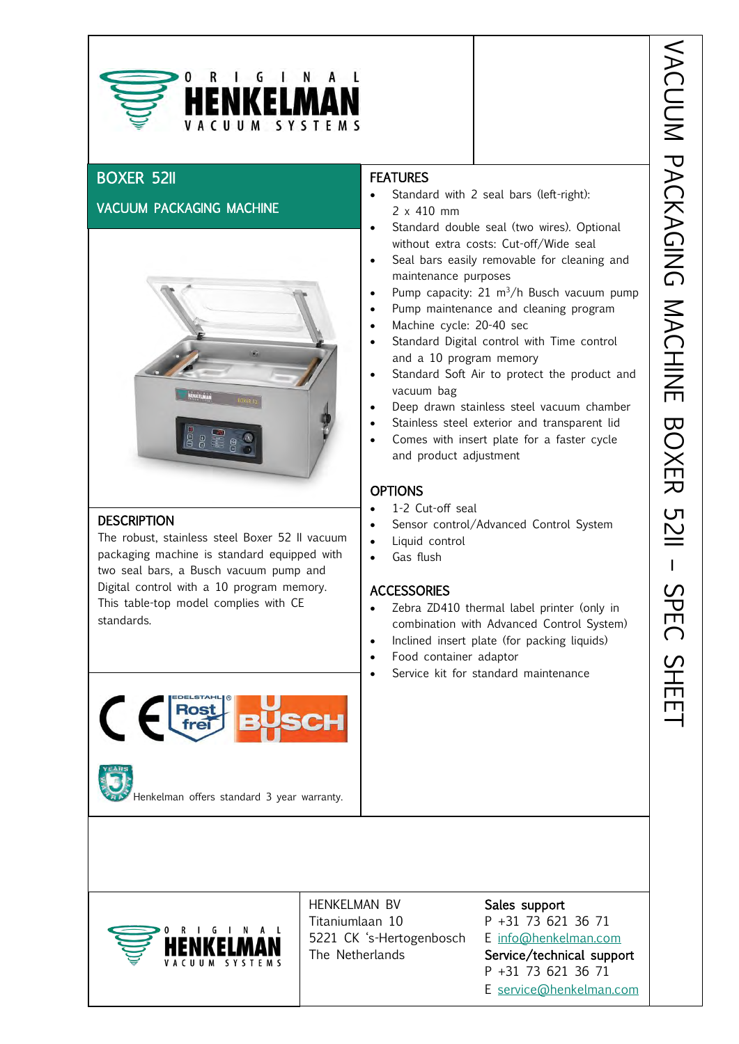# BOXER 52II

## VACUUM PACKAGING MACHINE

### DESCRIPTION

The robust, stainless steel Boxer 52 II vacuum packaging machine is standard equipped with two seal bars, a Busch vacuum pump and Digital control with a 10 program memory. This table-top model complies with CE standards.

Henkelman offers standard 3 year warranty.

### FEATURES

- Standard with 2 seal bars (left-right): 2 x 410 mm
- Standard double seal (two wires). Optional without extra costs: Cut-off/Wide seal
- Seal bars easily removable for cleaning and maintenance purposes
- Pump capacity: 21 $m^3$/h Busch vacuum pump
- Pump maintenance and cleaning program
- Machine cycle: 20-40 sec
- Standard Digital control with Time control and a 10 program memory
- Standard Soft Air to protect the product and vacuum bag
- Deep drawn stainless steel vacuum chamber
- Stainless steel exterior and transparent lid
- Comes with insert plate for a faster cycle and product adjustment

### OPTIONS

- 1-2 Cut-off seal
- Sensor control/Advanced Control System
- Liquid control
- Gas flush

### ACCESSORIES

- Zebra ZD410 thermal label printer (only in combination with Advanced Control System)
- Inclined insert plate (for packing liquids)
- Food container adaptor
- Service kit for standard maintenance

HENKELMAN BV
Titaniumlaan 10
5221 CK 's-Hertogenbosch
The Netherlands

**Sales support**
P +31 73 621 36 71
E info@henkelman.com

**Service/technical support**
P +31 73 621 36 71
E service@henkelman.com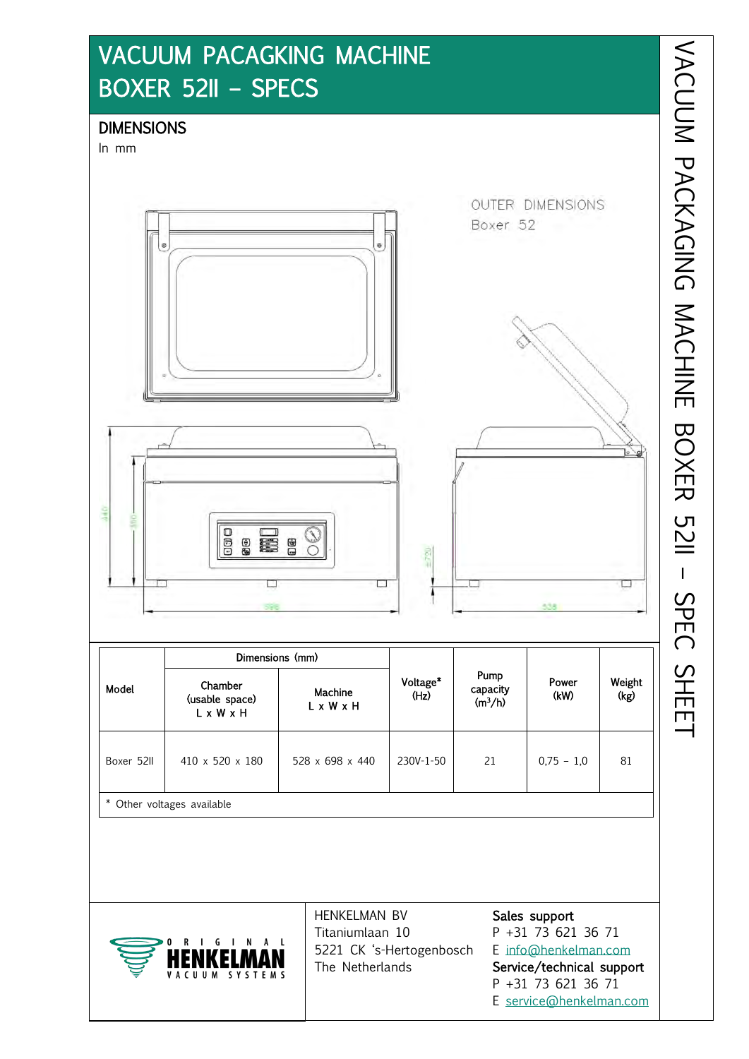# VACUUM PACAGKING MACHINE BOXER 52II – SPECS

## DIMENSIONS

In mm

OUTER DIMENSIONS
Boxer 52

440
390
±720
598
538

| Model | Dimensions (mm) | | Voltage* (Hz) | Pump capacity ($m^3/h$) | Power (kW) | Weight (kg) |
|---|---|---|---|---|---|---|
| | Chamber (usable space) L x W x H | Machine L x W x H | | | | |
| Boxer 52II | 410 x 520 x 180 | 528 x 698 x 440 | 230V-1-50 | 21 | 0,75 – 1,0 | 81 |

* Other voltages available

ORIGINAL HENKELMAN VACUUM SYSTEMS

HENKELMAN BV
Titaniumlaan 10
5221 CK 's-Hertogenbosch
The Netherlands

**Sales support**
P +31 73 621 36 71
E info@henkelman.com

**Service/technical support**
P +31 73 621 36 71
E service@henkelman.com